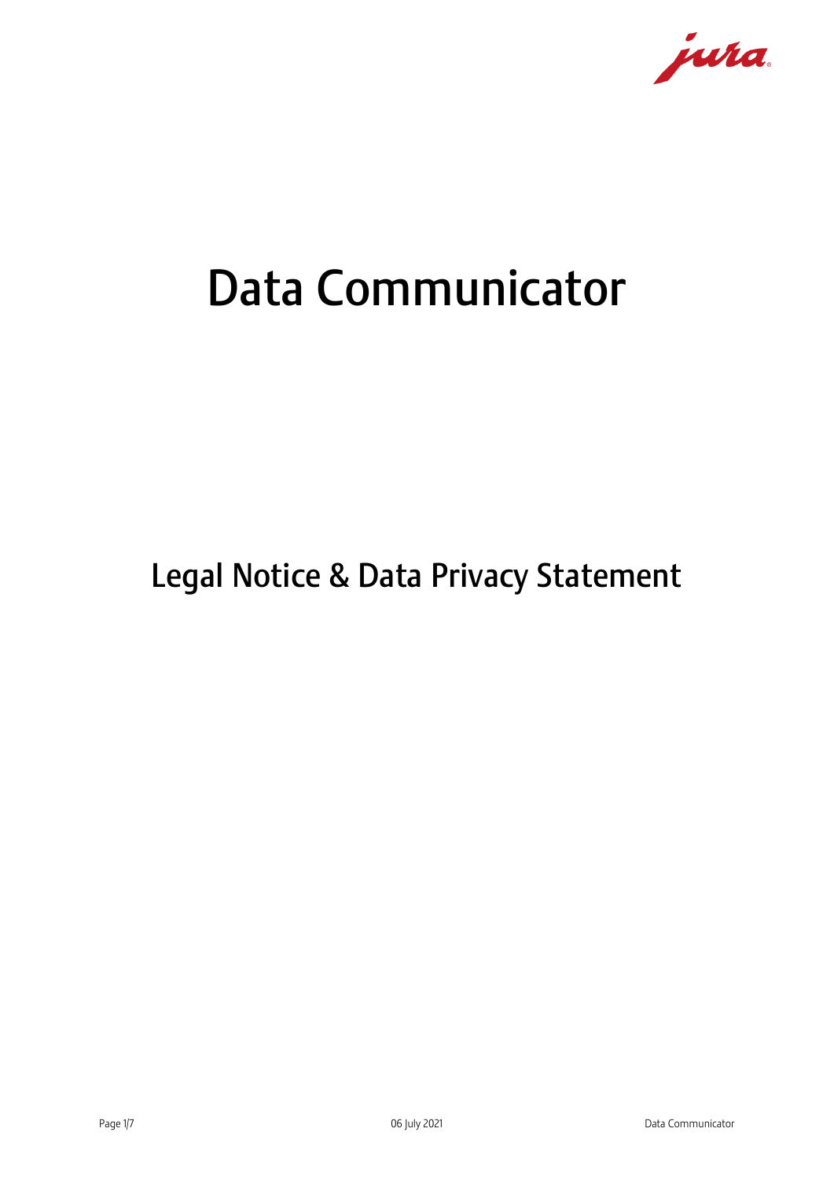# Data Communicator

## Legal Notice & Data Privacy Statement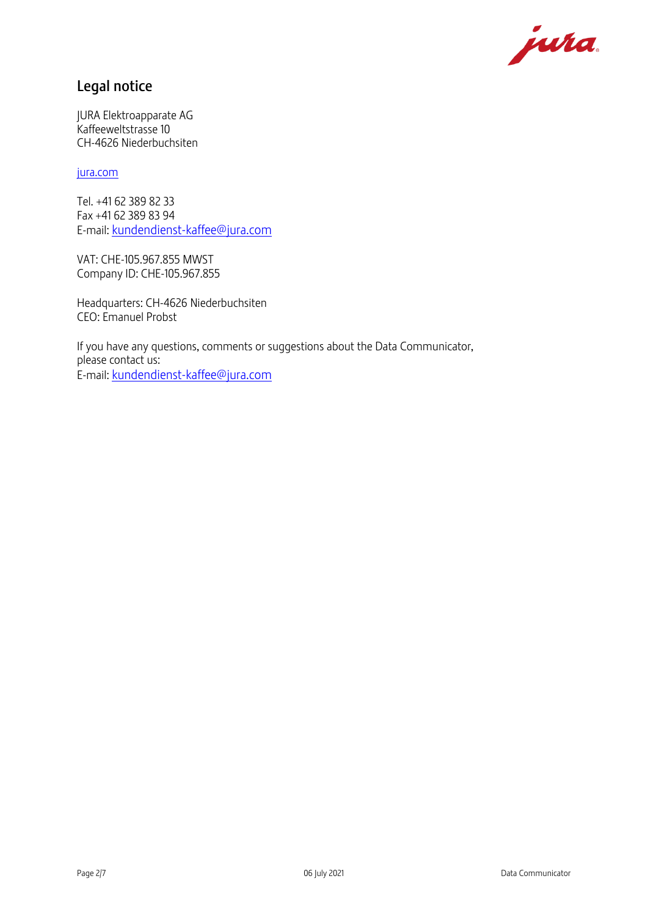## Legal notice

JURA Elektroapparate AG
Kaffeeweltstrasse 10
CH-4626 Niederbuchsiten

jura.com

Tel. +41 62 389 82 33
Fax +41 62 389 83 94
E-mail: kundendienst-kaffee@jura.com

VAT: CHE-105.967.855 MWST
Company ID: CHE-105.967.855

Headquarters: CH-4626 Niederbuchsiten
CEO: Emanuel Probst

If you have any questions, comments or suggestions about the Data Communicator, please contact us:
E-mail: kundendienst-kaffee@jura.com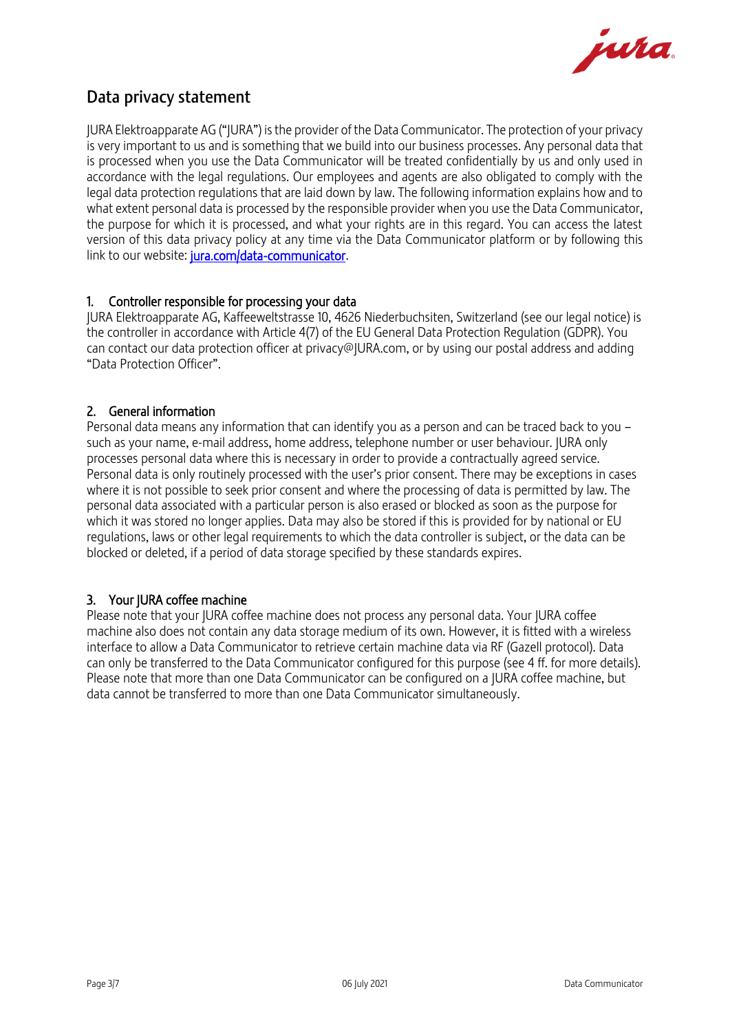# Data privacy statement

JURA Elektroapparate AG ("JURA") is the provider of the Data Communicator. The protection of your privacy is very important to us and is something that we build into our business processes. Any personal data that is processed when you use the Data Communicator will be treated confidentially by us and only used in accordance with the legal regulations. Our employees and agents are also obligated to comply with the legal data protection regulations that are laid down by law. The following information explains how and to what extent personal data is processed by the responsible provider when you use the Data Communicator, the purpose for which it is processed, and what your rights are in this regard. You can access the latest version of this data privacy policy at any time via the Data Communicator platform or by following this link to our website: [jura.com/data-communicator](jura.com/data-communicator).

## 1. Controller responsible for processing your data

JURA Elektroapparate AG, Kaffeeweltstrasse 10, 4626 Niederbuchsiten, Switzerland (see our legal notice) is the controller in accordance with Article 4(7) of the EU General Data Protection Regulation (GDPR). You can contact our data protection officer at privacy@JURA.com, or by using our postal address and adding "Data Protection Officer".

## 2. General information

Personal data means any information that can identify you as a person and can be traced back to you – such as your name, e-mail address, home address, telephone number or user behaviour. JURA only processes personal data where this is necessary in order to provide a contractually agreed service. Personal data is only routinely processed with the user's prior consent. There may be exceptions in cases where it is not possible to seek prior consent and where the processing of data is permitted by law. The personal data associated with a particular person is also erased or blocked as soon as the purpose for which it was stored no longer applies. Data may also be stored if this is provided for by national or EU regulations, laws or other legal requirements to which the data controller is subject, or the data can be blocked or deleted, if a period of data storage specified by these standards expires.

## 3. Your JURA coffee machine

Please note that your JURA coffee machine does not process any personal data. Your JURA coffee machine also does not contain any data storage medium of its own. However, it is fitted with a wireless interface to allow a Data Communicator to retrieve certain machine data via RF (Gazell protocol). Data can only be transferred to the Data Communicator configured for this purpose (see 4 ff. for more details). Please note that more than one Data Communicator can be configured on a JURA coffee machine, but data cannot be transferred to more than one Data Communicator simultaneously.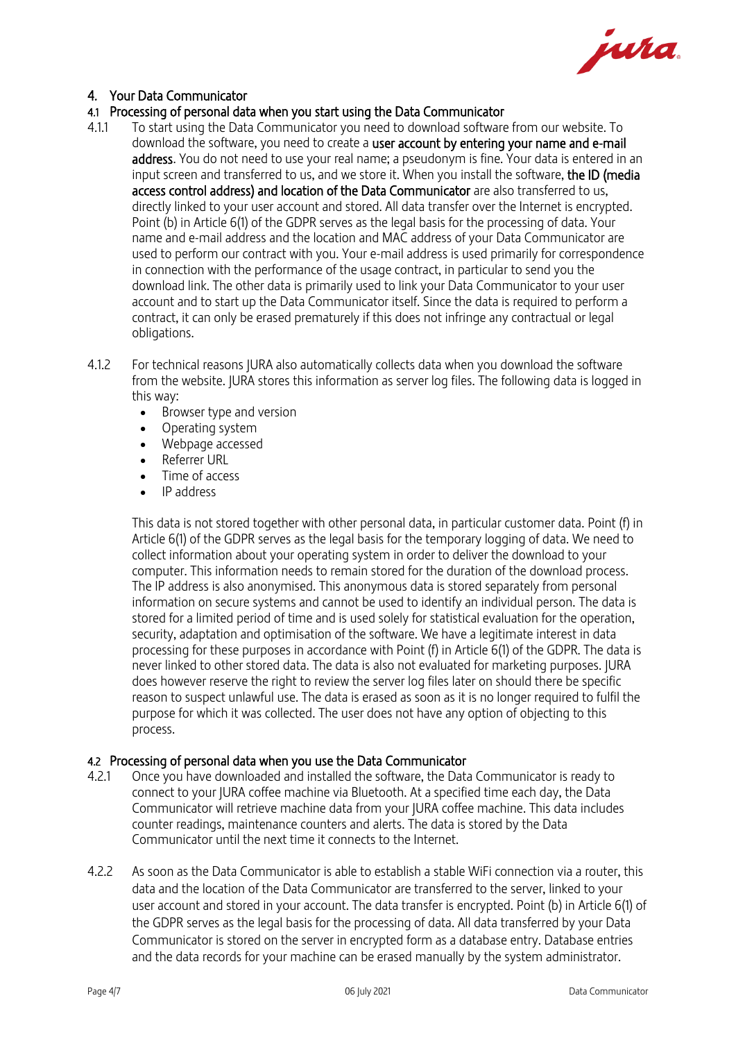## 4. Your Data Communicator

### 4.1 Processing of personal data when you start using the Data Communicator

4.1.1 To start using the Data Communicator you need to download software from our website. To download the software, you need to create a **user account by entering your name and e-mail address**. You do not need to use your real name; a pseudonym is fine. Your data is entered in an input screen and transferred to us, and we store it. When you install the software, **the ID (media access control address) and location of the Data Communicator** are also transferred to us, directly linked to your user account and stored. All data transfer over the Internet is encrypted. Point (b) in Article 6(1) of the GDPR serves as the legal basis for the processing of data. Your name and e-mail address and the location and MAC address of your Data Communicator are used to perform our contract with you. Your e-mail address is used primarily for correspondence in connection with the performance of the usage contract, in particular to send you the download link. The other data is primarily used to link your Data Communicator to your user account and to start up the Data Communicator itself. Since the data is required to perform a contract, it can only be erased prematurely if this does not infringe any contractual or legal obligations.

4.1.2 For technical reasons JURA also automatically collects data when you download the software from the website. JURA stores this information as server log files. The following data is logged in this way:

- Browser type and version
- Operating system
- Webpage accessed
- Referrer URL
- Time of access
- IP address

This data is not stored together with other personal data, in particular customer data. Point (f) in Article 6(1) of the GDPR serves as the legal basis for the temporary logging of data. We need to collect information about your operating system in order to deliver the download to your computer. This information needs to remain stored for the duration of the download process. The IP address is also anonymised. This anonymous data is stored separately from personal information on secure systems and cannot be used to identify an individual person. The data is stored for a limited period of time and is used solely for statistical evaluation for the operation, security, adaptation and optimisation of the software. We have a legitimate interest in data processing for these purposes in accordance with Point (f) in Article 6(1) of the GDPR. The data is never linked to other stored data. The data is also not evaluated for marketing purposes. JURA does however reserve the right to review the server log files later on should there be specific reason to suspect unlawful use. The data is erased as soon as it is no longer required to fulfil the purpose for which it was collected. The user does not have any option of objecting to this process.

### 4.2 Processing of personal data when you use the Data Communicator

4.2.1 Once you have downloaded and installed the software, the Data Communicator is ready to connect to your JURA coffee machine via Bluetooth. At a specified time each day, the Data Communicator will retrieve machine data from your JURA coffee machine. This data includes counter readings, maintenance counters and alerts. The data is stored by the Data Communicator until the next time it connects to the Internet.

4.2.2 As soon as the Data Communicator is able to establish a stable WiFi connection via a router, this data and the location of the Data Communicator are transferred to the server, linked to your user account and stored in your account. The data transfer is encrypted. Point (b) in Article 6(1) of the GDPR serves as the legal basis for the processing of data. All data transferred by your Data Communicator is stored on the server in encrypted form as a database entry. Database entries and the data records for your machine can be erased manually by the system administrator.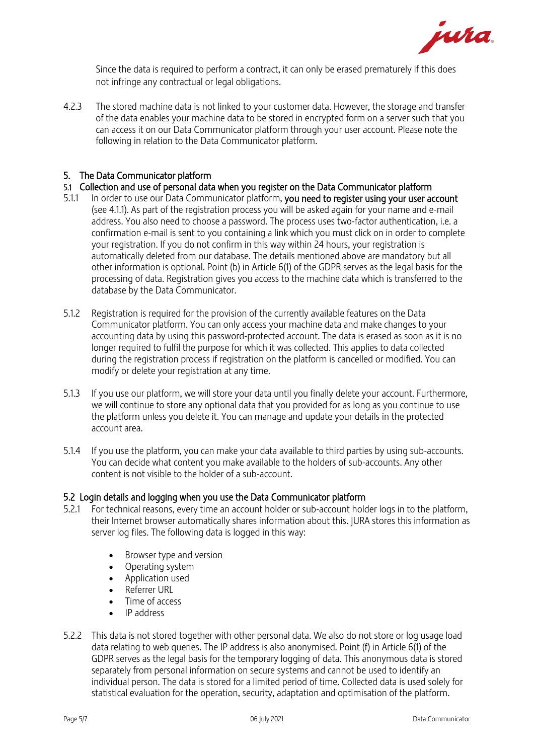Since the data is required to perform a contract, it can only be erased prematurely if this does not infringe any contractual or legal obligations.

4.2.3 The stored machine data is not linked to your customer data. However, the storage and transfer of the data enables your machine data to be stored in encrypted form on a server such that you can access it on our Data Communicator platform through your user account. Please note the following in relation to the Data Communicator platform.

## 5. The Data Communicator platform

### 5.1 Collection and use of personal data when you register on the Data Communicator platform

5.1.1 In order to use our Data Communicator platform, **you need to register using your user account** (see 4.1.1). As part of the registration process you will be asked again for your name and e-mail address. You also need to choose a password. The process uses two-factor authentication, i.e. a confirmation e-mail is sent to you containing a link which you must click on in order to complete your registration. If you do not confirm in this way within 24 hours, your registration is automatically deleted from our database. The details mentioned above are mandatory but all other information is optional. Point (b) in Article 6(1) of the GDPR serves as the legal basis for the processing of data. Registration gives you access to the machine data which is transferred to the database by the Data Communicator.

5.1.2 Registration is required for the provision of the currently available features on the Data Communicator platform. You can only access your machine data and make changes to your accounting data by using this password-protected account. The data is erased as soon as it is no longer required to fulfil the purpose for which it was collected. This applies to data collected during the registration process if registration on the platform is cancelled or modified. You can modify or delete your registration at any time.

5.1.3 If you use our platform, we will store your data until you finally delete your account. Furthermore, we will continue to store any optional data that you provided for as long as you continue to use the platform unless you delete it. You can manage and update your details in the protected account area.

5.1.4 If you use the platform, you can make your data available to third parties by using sub-accounts. You can decide what content you make available to the holders of sub-accounts. Any other content is not visible to the holder of a sub-account.

### 5.2 Login details and logging when you use the Data Communicator platform

5.2.1 For technical reasons, every time an account holder or sub-account holder logs in to the platform, their Internet browser automatically shares information about this. JURA stores this information as server log files. The following data is logged in this way:

- Browser type and version
- Operating system
- Application used
- Referrer URL
- Time of access
- IP address

5.2.2 This data is not stored together with other personal data. We also do not store or log usage load data relating to web queries. The IP address is also anonymised. Point (f) in Article 6(1) of the GDPR serves as the legal basis for the temporary logging of data. This anonymous data is stored separately from personal information on secure systems and cannot be used to identify an individual person. The data is stored for a limited period of time. Collected data is used solely for statistical evaluation for the operation, security, adaptation and optimisation of the platform.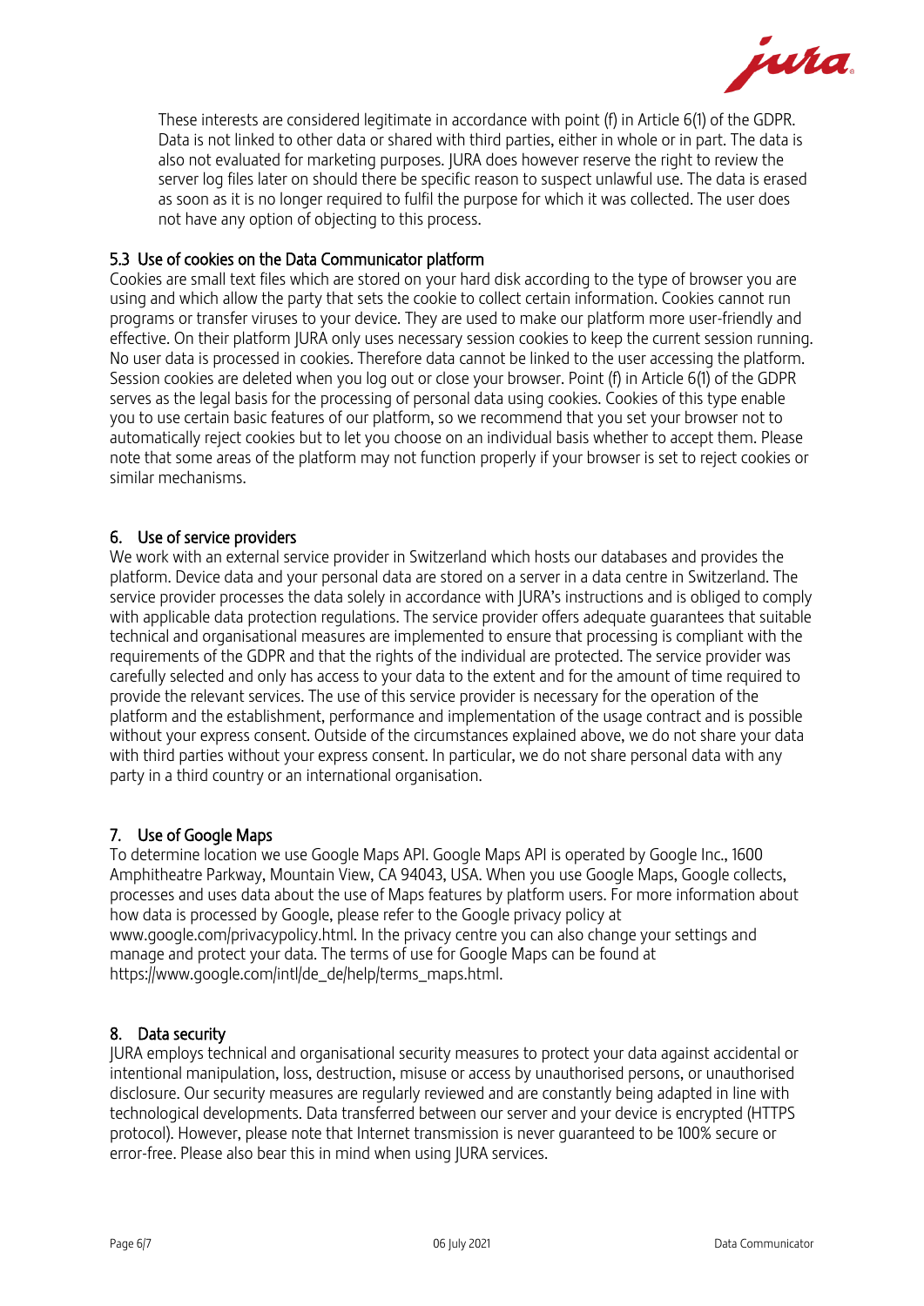These interests are considered legitimate in accordance with point (f) in Article 6(1) of the GDPR. Data is not linked to other data or shared with third parties, either in whole or in part. The data is also not evaluated for marketing purposes. JURA does however reserve the right to review the server log files later on should there be specific reason to suspect unlawful use. The data is erased as soon as it is no longer required to fulfil the purpose for which it was collected. The user does not have any option of objecting to this process.

### 5.3 Use of cookies on the Data Communicator platform

Cookies are small text files which are stored on your hard disk according to the type of browser you are using and which allow the party that sets the cookie to collect certain information. Cookies cannot run programs or transfer viruses to your device. They are used to make our platform more user-friendly and effective. On their platform JURA only uses necessary session cookies to keep the current session running. No user data is processed in cookies. Therefore data cannot be linked to the user accessing the platform. Session cookies are deleted when you log out or close your browser. Point (f) in Article 6(1) of the GDPR serves as the legal basis for the processing of personal data using cookies. Cookies of this type enable you to use certain basic features of our platform, so we recommend that you set your browser not to automatically reject cookies but to let you choose on an individual basis whether to accept them. Please note that some areas of the platform may not function properly if your browser is set to reject cookies or similar mechanisms.

## 6. Use of service providers

We work with an external service provider in Switzerland which hosts our databases and provides the platform. Device data and your personal data are stored on a server in a data centre in Switzerland. The service provider processes the data solely in accordance with JURA's instructions and is obliged to comply with applicable data protection regulations. The service provider offers adequate guarantees that suitable technical and organisational measures are implemented to ensure that processing is compliant with the requirements of the GDPR and that the rights of the individual are protected. The service provider was carefully selected and only has access to your data to the extent and for the amount of time required to provide the relevant services. The use of this service provider is necessary for the operation of the platform and the establishment, performance and implementation of the usage contract and is possible without your express consent. Outside of the circumstances explained above, we do not share your data with third parties without your express consent. In particular, we do not share personal data with any party in a third country or an international organisation.

## 7. Use of Google Maps

To determine location we use Google Maps API. Google Maps API is operated by Google Inc., 1600 Amphitheatre Parkway, Mountain View, CA 94043, USA. When you use Google Maps, Google collects, processes and uses data about the use of Maps features by platform users. For more information about how data is processed by Google, please refer to the Google privacy policy at www.google.com/privacypolicy.html. In the privacy centre you can also change your settings and manage and protect your data. The terms of use for Google Maps can be found at https://www.google.com/intl/de_de/help/terms_maps.html.

## 8. Data security

JURA employs technical and organisational security measures to protect your data against accidental or intentional manipulation, loss, destruction, misuse or access by unauthorised persons, or unauthorised disclosure. Our security measures are regularly reviewed and are constantly being adapted in line with technological developments. Data transferred between our server and your device is encrypted (HTTPS protocol). However, please note that Internet transmission is never guaranteed to be 100% secure or error-free. Please also bear this in mind when using JURA services.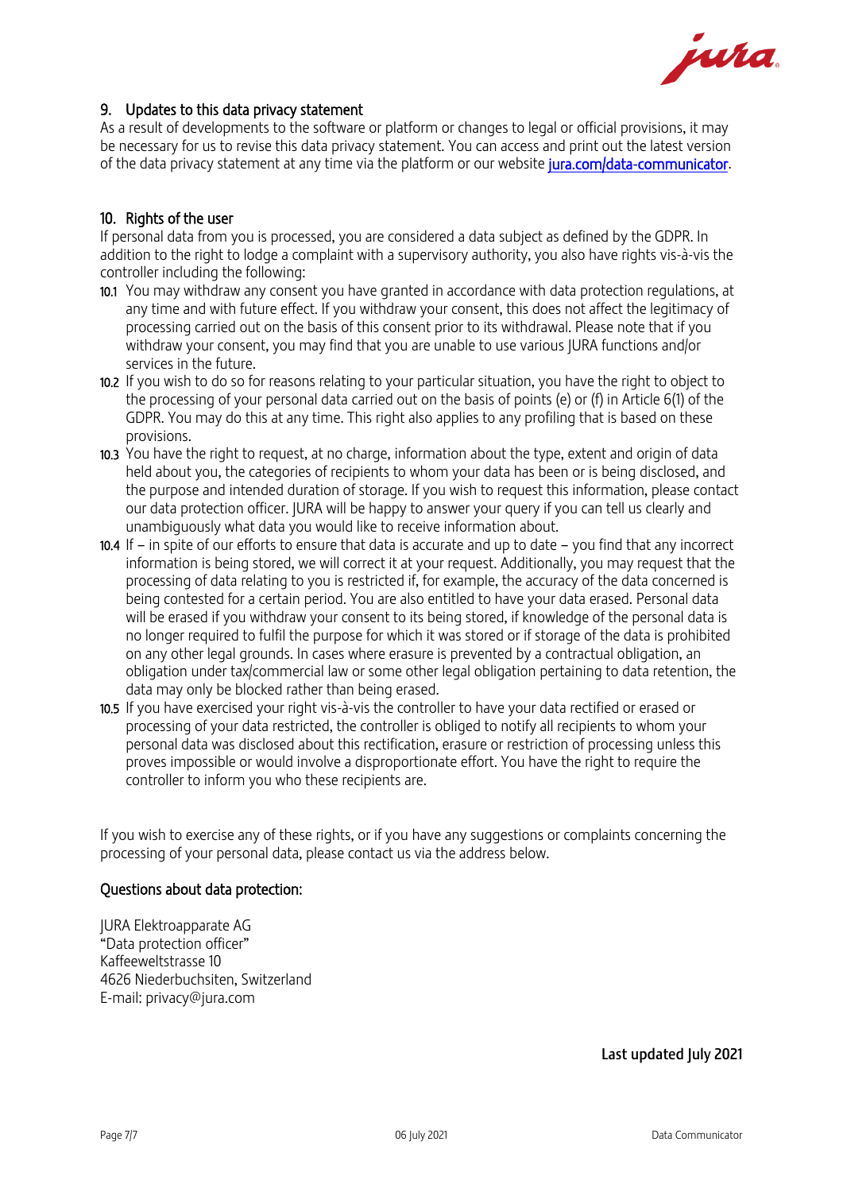## 9. Updates to this data privacy statement

As a result of developments to the software or platform or changes to legal or official provisions, it may be necessary for us to revise this data privacy statement. You can access and print out the latest version of the data privacy statement at any time via the platform or our website [jura.com/data-communicator](jura.com/data-communicator).

## 10. Rights of the user

If personal data from you is processed, you are considered a data subject as defined by the GDPR. In addition to the right to lodge a complaint with a supervisory authority, you also have rights vis-à-vis the controller including the following:

- **10.1** You may withdraw any consent you have granted in accordance with data protection regulations, at any time and with future effect. If you withdraw your consent, this does not affect the legitimacy of processing carried out on the basis of this consent prior to its withdrawal. Please note that if you withdraw your consent, you may find that you are unable to use various JURA functions and/or services in the future.
- **10.2** If you wish to do so for reasons relating to your particular situation, you have the right to object to the processing of your personal data carried out on the basis of points (e) or (f) in Article 6(1) of the GDPR. You may do this at any time. This right also applies to any profiling that is based on these provisions.
- **10.3** You have the right to request, at no charge, information about the type, extent and origin of data held about you, the categories of recipients to whom your data has been or is being disclosed, and the purpose and intended duration of storage. If you wish to request this information, please contact our data protection officer. JURA will be happy to answer your query if you can tell us clearly and unambiguously what data you would like to receive information about.
- **10.4** If – in spite of our efforts to ensure that data is accurate and up to date – you find that any incorrect information is being stored, we will correct it at your request. Additionally, you may request that the processing of data relating to you is restricted if, for example, the accuracy of the data concerned is being contested for a certain period. You are also entitled to have your data erased. Personal data will be erased if you withdraw your consent to its being stored, if knowledge of the personal data is no longer required to fulfil the purpose for which it was stored or if storage of the data is prohibited on any other legal grounds. In cases where erasure is prevented by a contractual obligation, an obligation under tax/commercial law or some other legal obligation pertaining to data retention, the data may only be blocked rather than being erased.
- **10.5** If you have exercised your right vis-à-vis the controller to have your data rectified or erased or processing of your data restricted, the controller is obliged to notify all recipients to whom your personal data was disclosed about this rectification, erasure or restriction of processing unless this proves impossible or would involve a disproportionate effort. You have the right to require the controller to inform you who these recipients are.

If you wish to exercise any of these rights, or if you have any suggestions or complaints concerning the processing of your personal data, please contact us via the address below.

### Questions about data protection:

JURA Elektroapparate AG
"Data protection officer"
Kaffeeweltstrasse 10
4626 Niederbuchsiten, Switzerland
E-mail: privacy@jura.com

**Last updated July 2021**